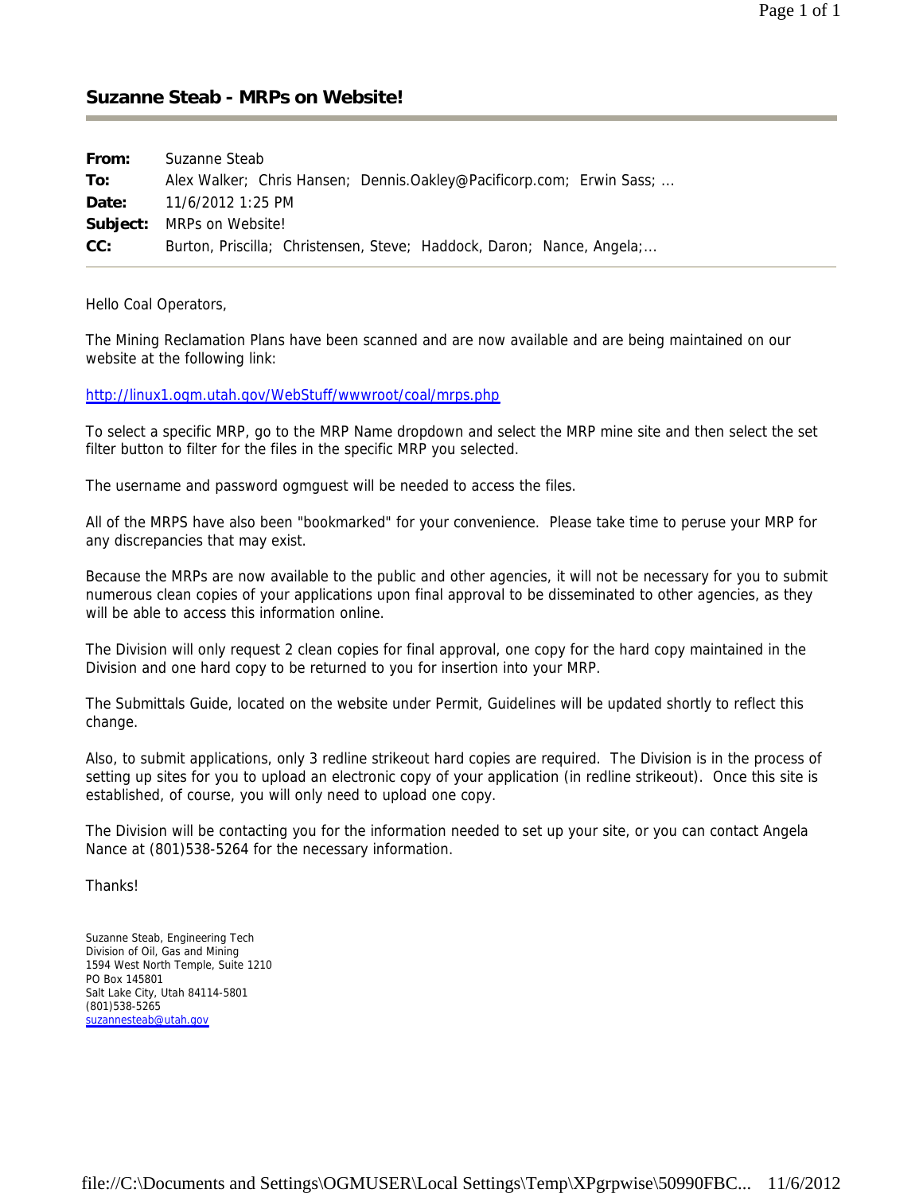## Suzanne Steab - MRPs on Website!

**From:** Suzanne Steab
**To:** Alex Walker; Chris Hansen; Dennis.Oakley@Pacificorp.com; Erwin Sass; ...
**Date:** 11/6/2012 1:25 PM
**Subject:** MRPs on Website!
**CC:** Burton, Priscilla; Christensen, Steve; Haddock, Daron; Nance, Angela;...

Hello Coal Operators,

The Mining Reclamation Plans have been scanned and are now available and are being maintained on our website at the following link:

http://linux1.ogm.utah.gov/WebStuff/wwwroot/coal/mrps.php

To select a specific MRP, go to the MRP Name dropdown and select the MRP mine site and then select the set filter button to filter for the files in the specific MRP you selected.

The username and password ogmguest will be needed to access the files.

All of the MRPS have also been "bookmarked" for your convenience. Please take time to peruse your MRP for any discrepancies that may exist.

Because the MRPs are now available to the public and other agencies, it will not be necessary for you to submit numerous clean copies of your applications upon final approval to be disseminated to other agencies, as they will be able to access this information online.

The Division will only request 2 clean copies for final approval, one copy for the hard copy maintained in the Division and one hard copy to be returned to you for insertion into your MRP.

The Submittals Guide, located on the website under Permit, Guidelines will be updated shortly to reflect this change.

Also, to submit applications, only 3 redline strikeout hard copies are required. The Division is in the process of setting up sites for you to upload an electronic copy of your application (in redline strikeout). Once this site is established, of course, you will only need to upload one copy.

The Division will be contacting you for the information needed to set up your site, or you can contact Angela Nance at (801)538-5264 for the necessary information.

Thanks!

Suzanne Steab, Engineering Tech
Division of Oil, Gas and Mining
1594 West North Temple, Suite 1210
PO Box 145801
Salt Lake City, Utah 84114-5801
(801)538-5265
suzannesteab@utah.gov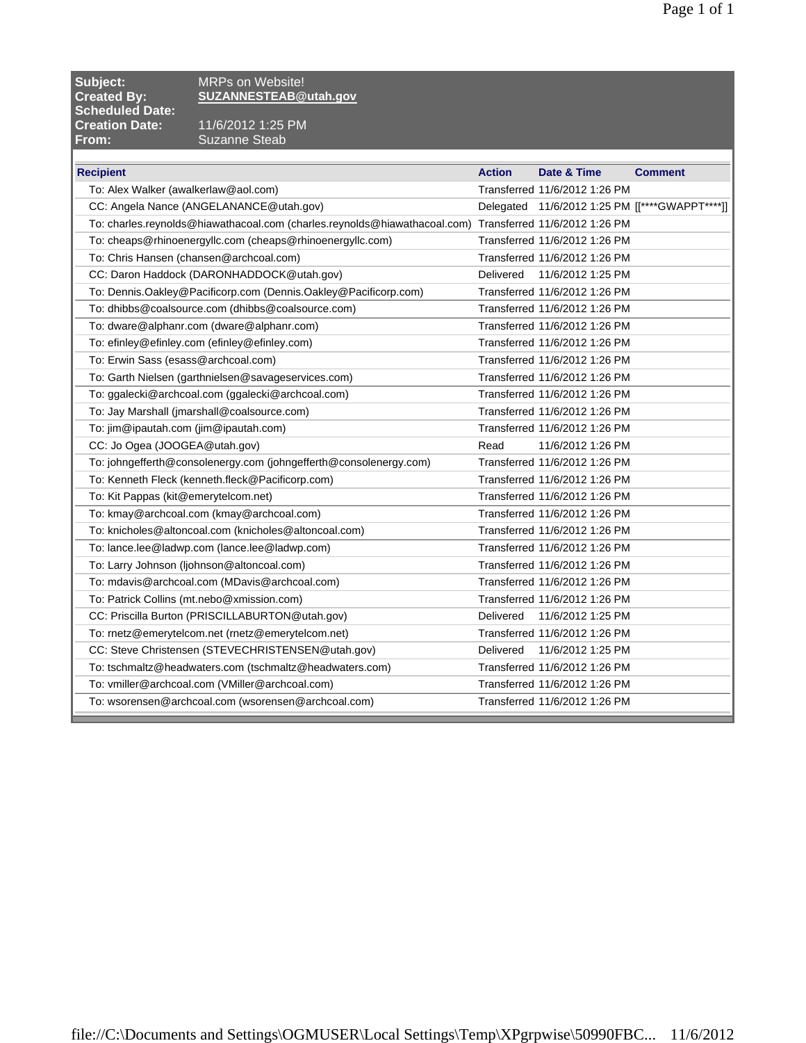| | |
|---|---|
| **Subject:** | MRPs on Website! |
| **Created By:** | **SUZANNESTEAB@utah.gov** |
| **Scheduled Date:** | |
| **Creation Date:** | 11/6/2012 1:25 PM |
| **From:** | Suzanne Steab |

| Recipient | Action | Date & Time | Comment |
|---|---|---|---|
| To: Alex Walker (awalkerlaw@aol.com) | Transferred | 11/6/2012 1:26 PM | |
| CC: Angela Nance (ANGELANANCE@utah.gov) | Delegated | 11/6/2012 1:25 PM | [[****GWAPPT****]] |
| To: charles.reynolds@hiawathacoal.com (charles.reynolds@hiawathacoal.com) | Transferred | 11/6/2012 1:26 PM | |
| To: cheaps@rhinoenergyllc.com (cheaps@rhinoenergyllc.com) | Transferred | 11/6/2012 1:26 PM | |
| To: Chris Hansen (chansen@archcoal.com) | Transferred | 11/6/2012 1:26 PM | |
| CC: Daron Haddock (DARONHADDOCK@utah.gov) | Delivered | 11/6/2012 1:25 PM | |
| To: Dennis.Oakley@Pacificorp.com (Dennis.Oakley@Pacificorp.com) | Transferred | 11/6/2012 1:26 PM | |
| To: dhibbs@coalsource.com (dhibbs@coalsource.com) | Transferred | 11/6/2012 1:26 PM | |
| To: dware@alphanr.com (dware@alphanr.com) | Transferred | 11/6/2012 1:26 PM | |
| To: efinley@efinley.com (efinley@efinley.com) | Transferred | 11/6/2012 1:26 PM | |
| To: Erwin Sass (esass@archcoal.com) | Transferred | 11/6/2012 1:26 PM | |
| To: Garth Nielsen (garthnielsen@savageservices.com) | Transferred | 11/6/2012 1:26 PM | |
| To: ggalecki@archcoal.com (ggalecki@archcoal.com) | Transferred | 11/6/2012 1:26 PM | |
| To: Jay Marshall (jmarshall@coalsource.com) | Transferred | 11/6/2012 1:26 PM | |
| To: jim@ipautah.com (jim@ipautah.com) | Transferred | 11/6/2012 1:26 PM | |
| CC: Jo Ogea (JOOGEA@utah.gov) | Read | 11/6/2012 1:26 PM | |
| To: johngefferth@consolenergy.com (johngefferth@consolenergy.com) | Transferred | 11/6/2012 1:26 PM | |
| To: Kenneth Fleck (kenneth.fleck@Pacificorp.com) | Transferred | 11/6/2012 1:26 PM | |
| To: Kit Pappas (kit@emerytelcom.net) | Transferred | 11/6/2012 1:26 PM | |
| To: kmay@archcoal.com (kmay@archcoal.com) | Transferred | 11/6/2012 1:26 PM | |
| To: knicholes@altoncoal.com (knicholes@altoncoal.com) | Transferred | 11/6/2012 1:26 PM | |
| To: lance.lee@ladwp.com (lance.lee@ladwp.com) | Transferred | 11/6/2012 1:26 PM | |
| To: Larry Johnson (ljohnson@altoncoal.com) | Transferred | 11/6/2012 1:26 PM | |
| To: mdavis@archcoal.com (MDavis@archcoal.com) | Transferred | 11/6/2012 1:26 PM | |
| To: Patrick Collins (mt.nebo@xmission.com) | Transferred | 11/6/2012 1:26 PM | |
| CC: Priscilla Burton (PRISCILLABURTON@utah.gov) | Delivered | 11/6/2012 1:25 PM | |
| To: rnetz@emerytelcom.net (rnetz@emerytelcom.net) | Transferred | 11/6/2012 1:26 PM | |
| CC: Steve Christensen (STEVECHRISTENSEN@utah.gov) | Delivered | 11/6/2012 1:25 PM | |
| To: tschmaltz@headwaters.com (tschmaltz@headwaters.com) | Transferred | 11/6/2012 1:26 PM | |
| To: vmiller@archcoal.com (VMiller@archcoal.com) | Transferred | 11/6/2012 1:26 PM | |
| To: wsorensen@archcoal.com (wsorensen@archcoal.com) | Transferred | 11/6/2012 1:26 PM | |